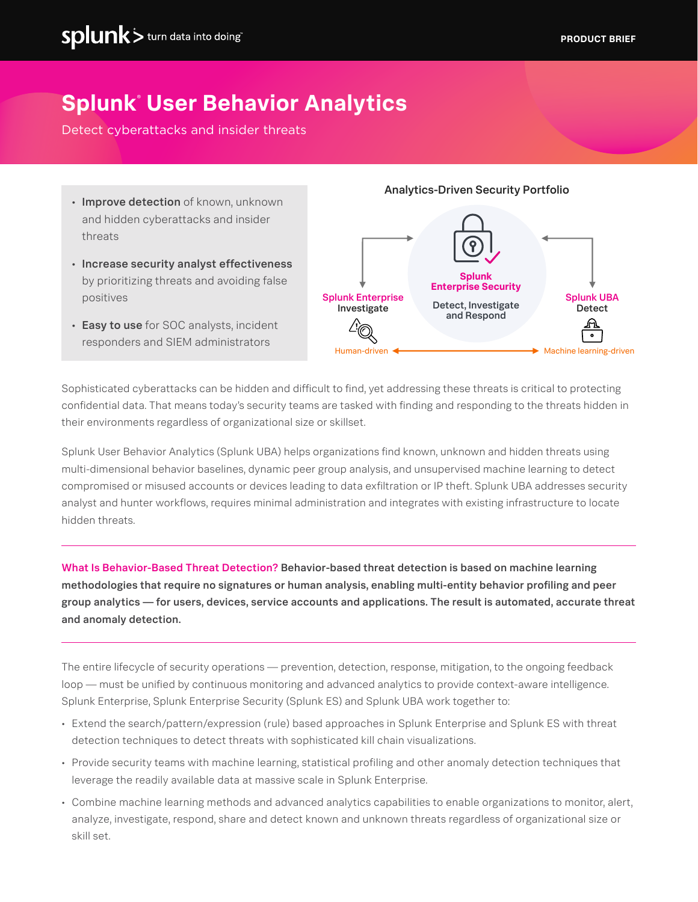# Splunk® User Behavior Analytics

Detect cyberattacks and insider threats

- **Improve detection** of known, unknown and hidden cyberattacks and insider threats
- **Increase security analyst effectiveness** by prioritizing threats and avoiding false positives
- **Easy to use** for SOC analysts, incident responders and SIEM administrators

**Analytics-Driven Security Portfolio**

Splunk Enterprise — Investigate
Splunk Enterprise Security — Detect, Investigate and Respond
Splunk UBA — Detect

Human-driven ↔ Machine learning-driven

Sophisticated cyberattacks can be hidden and difficult to find, yet addressing these threats is critical to protecting confidential data. That means today's security teams are tasked with finding and responding to the threats hidden in their environments regardless of organizational size or skillset.

Splunk User Behavior Analytics (Splunk UBA) helps organizations find known, unknown and hidden threats using multi-dimensional behavior baselines, dynamic peer group analysis, and unsupervised machine learning to detect compromised or misused accounts or devices leading to data exfiltration or IP theft. Splunk UBA addresses security analyst and hunter workflows, requires minimal administration and integrates with existing infrastructure to locate hidden threats.

---

**What Is Behavior-Based Threat Detection? Behavior-based threat detection is based on machine learning methodologies that require no signatures or human analysis, enabling multi-entity behavior profiling and peer group analytics — for users, devices, service accounts and applications. The result is automated, accurate threat and anomaly detection.**

---

The entire lifecycle of security operations — prevention, detection, response, mitigation, to the ongoing feedback loop — must be unified by continuous monitoring and advanced analytics to provide context-aware intelligence. Splunk Enterprise, Splunk Enterprise Security (Splunk ES) and Splunk UBA work together to:

- Extend the search/pattern/expression (rule) based approaches in Splunk Enterprise and Splunk ES with threat detection techniques to detect threats with sophisticated kill chain visualizations.
- Provide security teams with machine learning, statistical profiling and other anomaly detection techniques that leverage the readily available data at massive scale in Splunk Enterprise.
- Combine machine learning methods and advanced analytics capabilities to enable organizations to monitor, alert, analyze, investigate, respond, share and detect known and unknown threats regardless of organizational size or skill set.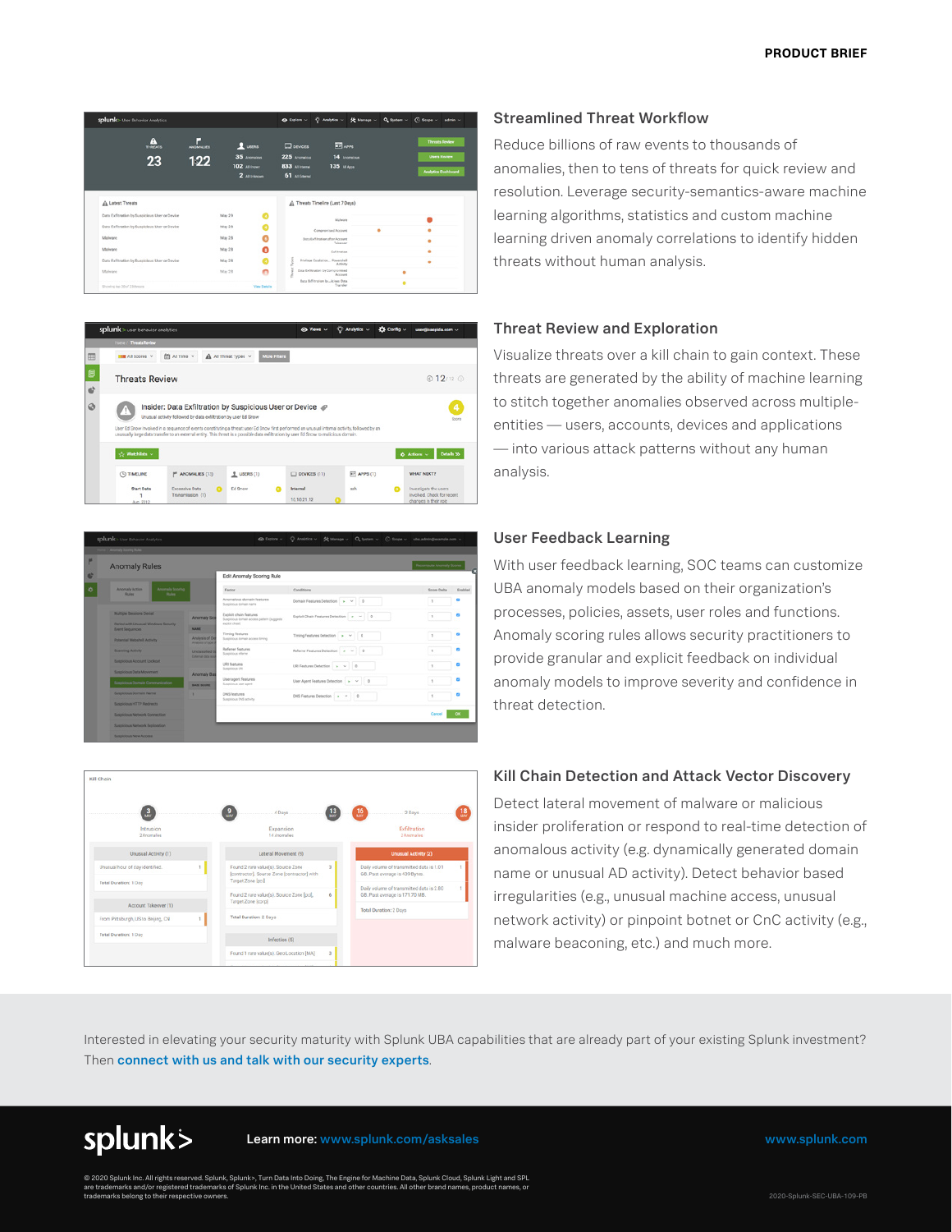## Streamlined Threat Workflow

Reduce billions of raw events to thousands of anomalies, then to tens of threats for quick review and resolution. Leverage security-semantics-aware machine learning algorithms, statistics and custom machine learning driven anomaly correlations to identify hidden threats without human analysis.

## Threat Review and Exploration

Visualize threats over a kill chain to gain context. These threats are generated by the ability of machine learning to stitch together anomalies observed across multiple-entities — users, accounts, devices and applications — into various attack patterns without any human analysis.

## User Feedback Learning

With user feedback learning, SOC teams can customize UBA anomaly models based on their organization's processes, policies, assets, user roles and functions. Anomaly scoring rules allows security practitioners to provide granular and explicit feedback on individual anomaly models to improve severity and confidence in threat detection.

## Kill Chain Detection and Attack Vector Discovery

Detect lateral movement of malware or malicious insider proliferation or respond to real-time detection of anomalous activity (e.g. dynamically generated domain name or unusual AD activity). Detect behavior based irregularities (e.g., unusual machine access, unusual network activity) or pinpoint botnet or CnC activity (e.g., malware beaconing, etc.) and much more.

Interested in elevating your security maturity with Splunk UBA capabilities that are already part of your existing Splunk investment? Then **connect with us and talk with our security experts**.

**Learn more:** www.splunk.com/asksales

www.splunk.com

© 2020 Splunk Inc. All rights reserved. Splunk, Splunk>, Turn Data Into Doing, The Engine for Machine Data, Splunk Cloud, Splunk Light and SPL are trademarks and/or registered trademarks of Splunk Inc. in the United States and other countries. All other brand names, product names, or trademarks belong to their respective owners.

2020-Splunk-SEC-UBA-109-PB